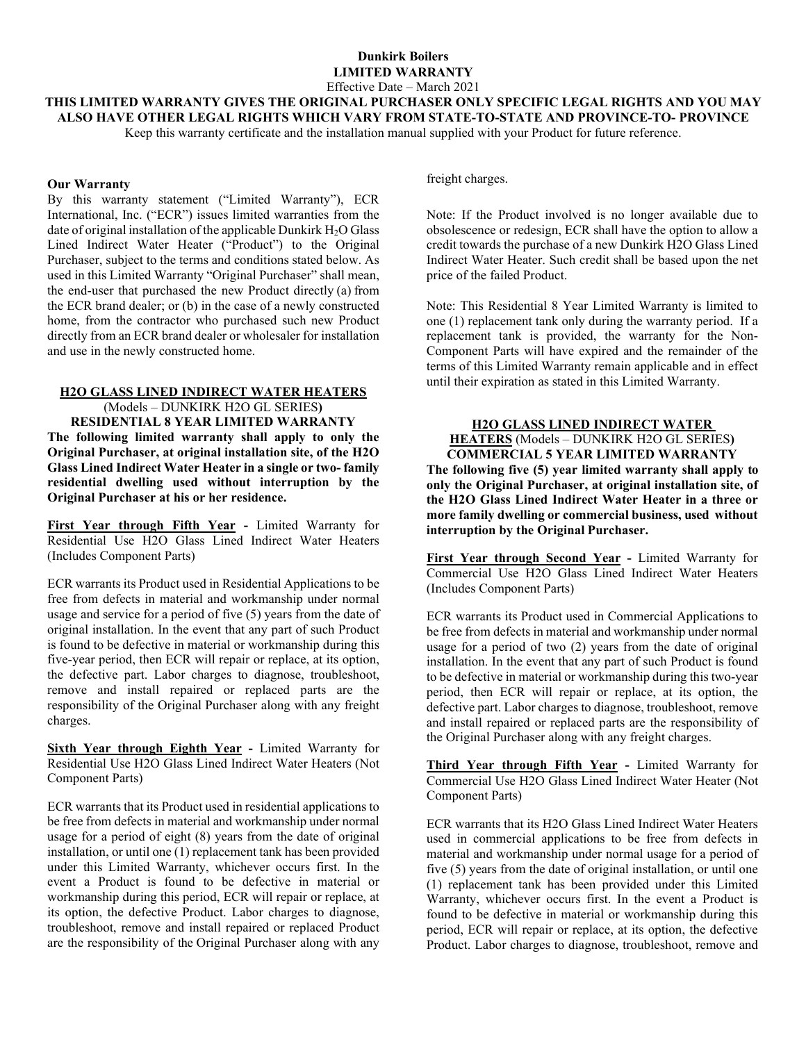**Dunkirk Boilers**

**LIMITED WARRANTY**

Effective Date – March 2021

**THIS LIMITED WARRANTY GIVES THE ORIGINAL PURCHASER ONLY SPECIFIC LEGAL RIGHTS AND YOU MAY ALSO HAVE OTHER LEGAL RIGHTS WHICH VARY FROM STATE-TO-STATE AND PROVINCE-TO- PROVINCE**

Keep this warranty certificate and the installation manual supplied with your Product for future reference.

**Our Warranty**

By this warranty statement ("Limited Warranty"), ECR International, Inc. ("ECR") issues limited warranties from the date of original installation of the applicable Dunkirk $H_2O$ Glass Lined Indirect Water Heater ("Product") to the Original Purchaser, subject to the terms and conditions stated below. As used in this Limited Warranty "Original Purchaser" shall mean, the end-user that purchased the new Product directly (a) from the ECR brand dealer; or (b) in the case of a newly constructed home, from the contractor who purchased such new Product directly from an ECR brand dealer or wholesaler for installation and use in the newly constructed home.

**H2O GLASS LINED INDIRECT WATER HEATERS**

(Models – DUNKIRK H2O GL SERIES)

**RESIDENTIAL 8 YEAR LIMITED WARRANTY**

**The following limited warranty shall apply to only the Original Purchaser, at original installation site, of the H2O Glass Lined Indirect Water Heater in a single or two- family residential dwelling used without interruption by the Original Purchaser at his or her residence.**

**First Year through Fifth Year -** Limited Warranty for Residential Use H2O Glass Lined Indirect Water Heaters (Includes Component Parts)

ECR warrants its Product used in Residential Applications to be free from defects in material and workmanship under normal usage and service for a period of five (5) years from the date of original installation. In the event that any part of such Product is found to be defective in material or workmanship during this five-year period, then ECR will repair or replace, at its option, the defective part. Labor charges to diagnose, troubleshoot, remove and install repaired or replaced parts are the responsibility of the Original Purchaser along with any freight charges.

**Sixth Year through Eighth Year -** Limited Warranty for Residential Use H2O Glass Lined Indirect Water Heaters (Not Component Parts)

ECR warrants that its Product used in residential applications to be free from defects in material and workmanship under normal usage for a period of eight (8) years from the date of original installation, or until one (1) replacement tank has been provided under this Limited Warranty, whichever occurs first. In the event a Product is found to be defective in material or workmanship during this period, ECR will repair or replace, at its option, the defective Product. Labor charges to diagnose, troubleshoot, remove and install repaired or replaced Product are the responsibility of the Original Purchaser along with any freight charges.

Note: If the Product involved is no longer available due to obsolescence or redesign, ECR shall have the option to allow a credit towards the purchase of a new Dunkirk H2O Glass Lined Indirect Water Heater. Such credit shall be based upon the net price of the failed Product.

Note: This Residential 8 Year Limited Warranty is limited to one (1) replacement tank only during the warranty period. If a replacement tank is provided, the warranty for the Non-Component Parts will have expired and the remainder of the terms of this Limited Warranty remain applicable and in effect until their expiration as stated in this Limited Warranty.

**H2O GLASS LINED INDIRECT WATER HEATERS** (Models – DUNKIRK H2O GL SERIES)

**COMMERCIAL 5 YEAR LIMITED WARRANTY**

**The following five (5) year limited warranty shall apply to only the Original Purchaser, at original installation site, of the H2O Glass Lined Indirect Water Heater in a three or more family dwelling or commercial business, used without interruption by the Original Purchaser.**

**First Year through Second Year -** Limited Warranty for Commercial Use H2O Glass Lined Indirect Water Heaters (Includes Component Parts)

ECR warrants its Product used in Commercial Applications to be free from defects in material and workmanship under normal usage for a period of two (2) years from the date of original installation. In the event that any part of such Product is found to be defective in material or workmanship during this two-year period, then ECR will repair or replace, at its option, the defective part. Labor charges to diagnose, troubleshoot, remove and install repaired or replaced parts are the responsibility of the Original Purchaser along with any freight charges.

**Third Year through Fifth Year -** Limited Warranty for Commercial Use H2O Glass Lined Indirect Water Heater (Not Component Parts)

ECR warrants that its H2O Glass Lined Indirect Water Heaters used in commercial applications to be free from defects in material and workmanship under normal usage for a period of five (5) years from the date of original installation, or until one (1) replacement tank has been provided under this Limited Warranty, whichever occurs first. In the event a Product is found to be defective in material or workmanship during this period, ECR will repair or replace, at its option, the defective Product. Labor charges to diagnose, troubleshoot, remove and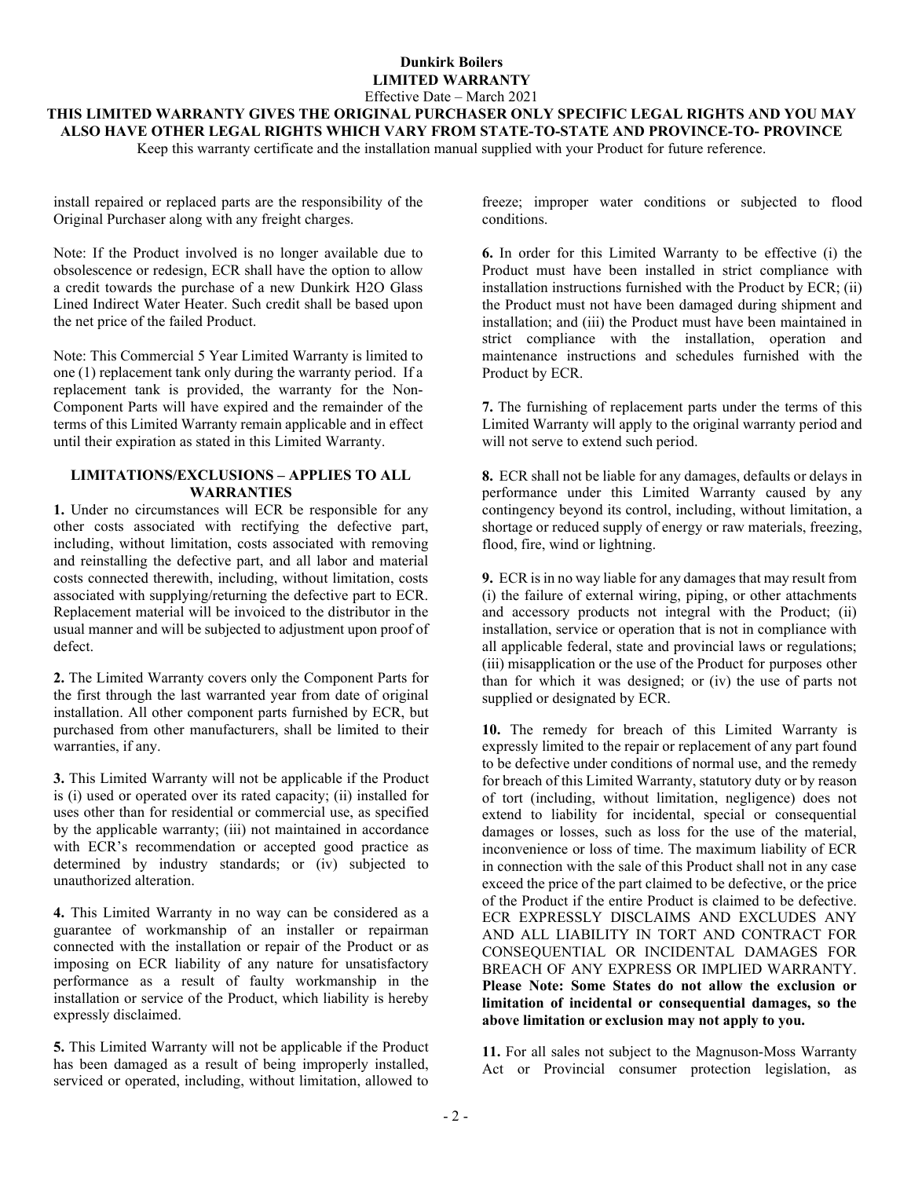# Dunkirk Boilers

## LIMITED WARRANTY

Effective Date – March 2021

**THIS LIMITED WARRANTY GIVES THE ORIGINAL PURCHASER ONLY SPECIFIC LEGAL RIGHTS AND YOU MAY ALSO HAVE OTHER LEGAL RIGHTS WHICH VARY FROM STATE-TO-STATE AND PROVINCE-TO- PROVINCE**

Keep this warranty certificate and the installation manual supplied with your Product for future reference.

install repaired or replaced parts are the responsibility of the Original Purchaser along with any freight charges.

Note: If the Product involved is no longer available due to obsolescence or redesign, ECR shall have the option to allow a credit towards the purchase of a new Dunkirk H2O Glass Lined Indirect Water Heater. Such credit shall be based upon the net price of the failed Product.

Note: This Commercial 5 Year Limited Warranty is limited to one (1) replacement tank only during the warranty period. If a replacement tank is provided, the warranty for the Non-Component Parts will have expired and the remainder of the terms of this Limited Warranty remain applicable and in effect until their expiration as stated in this Limited Warranty.

### LIMITATIONS/EXCLUSIONS – APPLIES TO ALL WARRANTIES

**1.** Under no circumstances will ECR be responsible for any other costs associated with rectifying the defective part, including, without limitation, costs associated with removing and reinstalling the defective part, and all labor and material costs connected therewith, including, without limitation, costs associated with supplying/returning the defective part to ECR. Replacement material will be invoiced to the distributor in the usual manner and will be subjected to adjustment upon proof of defect.

**2.** The Limited Warranty covers only the Component Parts for the first through the last warranted year from date of original installation. All other component parts furnished by ECR, but purchased from other manufacturers, shall be limited to their warranties, if any.

**3.** This Limited Warranty will not be applicable if the Product is (i) used or operated over its rated capacity; (ii) installed for uses other than for residential or commercial use, as specified by the applicable warranty; (iii) not maintained in accordance with ECR's recommendation or accepted good practice as determined by industry standards; or (iv) subjected to unauthorized alteration.

**4.** This Limited Warranty in no way can be considered as a guarantee of workmanship of an installer or repairman connected with the installation or repair of the Product or as imposing on ECR liability of any nature for unsatisfactory performance as a result of faulty workmanship in the installation or service of the Product, which liability is hereby expressly disclaimed.

**5.** This Limited Warranty will not be applicable if the Product has been damaged as a result of being improperly installed, serviced or operated, including, without limitation, allowed to freeze; improper water conditions or subjected to flood conditions.

**6.** In order for this Limited Warranty to be effective (i) the Product must have been installed in strict compliance with installation instructions furnished with the Product by ECR; (ii) the Product must not have been damaged during shipment and installation; and (iii) the Product must have been maintained in strict compliance with the installation, operation and maintenance instructions and schedules furnished with the Product by ECR.

**7.** The furnishing of replacement parts under the terms of this Limited Warranty will apply to the original warranty period and will not serve to extend such period.

**8.** ECR shall not be liable for any damages, defaults or delays in performance under this Limited Warranty caused by any contingency beyond its control, including, without limitation, a shortage or reduced supply of energy or raw materials, freezing, flood, fire, wind or lightning.

**9.** ECR is in no way liable for any damages that may result from (i) the failure of external wiring, piping, or other attachments and accessory products not integral with the Product; (ii) installation, service or operation that is not in compliance with all applicable federal, state and provincial laws or regulations; (iii) misapplication or the use of the Product for purposes other than for which it was designed; or (iv) the use of parts not supplied or designated by ECR.

**10.** The remedy for breach of this Limited Warranty is expressly limited to the repair or replacement of any part found to be defective under conditions of normal use, and the remedy for breach of this Limited Warranty, statutory duty or by reason of tort (including, without limitation, negligence) does not extend to liability for incidental, special or consequential damages or losses, such as loss for the use of the material, inconvenience or loss of time. The maximum liability of ECR in connection with the sale of this Product shall not in any case exceed the price of the part claimed to be defective, or the price of the Product if the entire Product is claimed to be defective. ECR EXPRESSLY DISCLAIMS AND EXCLUDES ANY AND ALL LIABILITY IN TORT AND CONTRACT FOR CONSEQUENTIAL OR INCIDENTAL DAMAGES FOR BREACH OF ANY EXPRESS OR IMPLIED WARRANTY. **Please Note: Some States do not allow the exclusion or limitation of incidental or consequential damages, so the above limitation or exclusion may not apply to you.**

**11.** For all sales not subject to the Magnuson-Moss Warranty Act or Provincial consumer protection legislation, as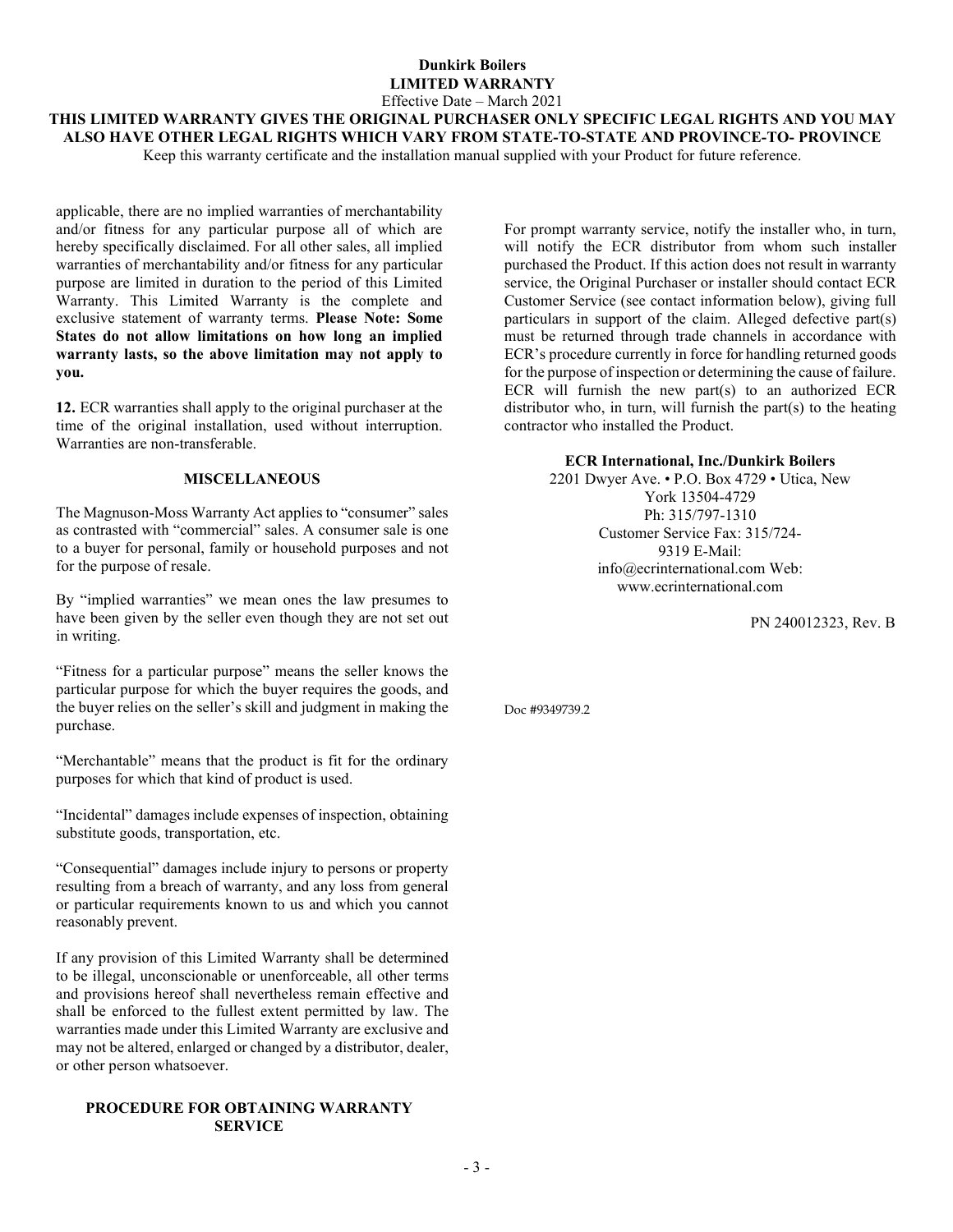applicable, there are no implied warranties of merchantability and/or fitness for any particular purpose all of which are hereby specifically disclaimed. For all other sales, all implied warranties of merchantability and/or fitness for any particular purpose are limited in duration to the period of this Limited Warranty. This Limited Warranty is the complete and exclusive statement of warranty terms. **Please Note: Some States do not allow limitations on how long an implied warranty lasts, so the above limitation may not apply to you.**

**12.** ECR warranties shall apply to the original purchaser at the time of the original installation, used without interruption. Warranties are non-transferable.

## MISCELLANEOUS

The Magnuson-Moss Warranty Act applies to "consumer" sales as contrasted with "commercial" sales. A consumer sale is one to a buyer for personal, family or household purposes and not for the purpose of resale.

By "implied warranties" we mean ones the law presumes to have been given by the seller even though they are not set out in writing.

"Fitness for a particular purpose" means the seller knows the particular purpose for which the buyer requires the goods, and the buyer relies on the seller's skill and judgment in making the purchase.

"Merchantable" means that the product is fit for the ordinary purposes for which that kind of product is used.

"Incidental" damages include expenses of inspection, obtaining substitute goods, transportation, etc.

"Consequential" damages include injury to persons or property resulting from a breach of warranty, and any loss from general or particular requirements known to us and which you cannot reasonably prevent.

If any provision of this Limited Warranty shall be determined to be illegal, unconscionable or unenforceable, all other terms and provisions hereof shall nevertheless remain effective and shall be enforced to the fullest extent permitted by law. The warranties made under this Limited Warranty are exclusive and may not be altered, enlarged or changed by a distributor, dealer, or other person whatsoever.

## PROCEDURE FOR OBTAINING WARRANTY SERVICE

For prompt warranty service, notify the installer who, in turn, will notify the ECR distributor from whom such installer purchased the Product. If this action does not result in warranty service, the Original Purchaser or installer should contact ECR Customer Service (see contact information below), giving full particulars in support of the claim. Alleged defective part(s) must be returned through trade channels in accordance with ECR's procedure currently in force for handling returned goods for the purpose of inspection or determining the cause of failure. ECR will furnish the new part(s) to an authorized ECR distributor who, in turn, will furnish the part(s) to the heating contractor who installed the Product.

**ECR International, Inc./Dunkirk Boilers**
2201 Dwyer Ave. • P.O. Box 4729 • Utica, New York 13504-4729
Ph: 315/797-1310
Customer Service Fax: 315/724-9319 E-Mail: info@ecrinternational.com Web: www.ecrinternational.com

PN 240012323, Rev. B

Doc #9349739.2